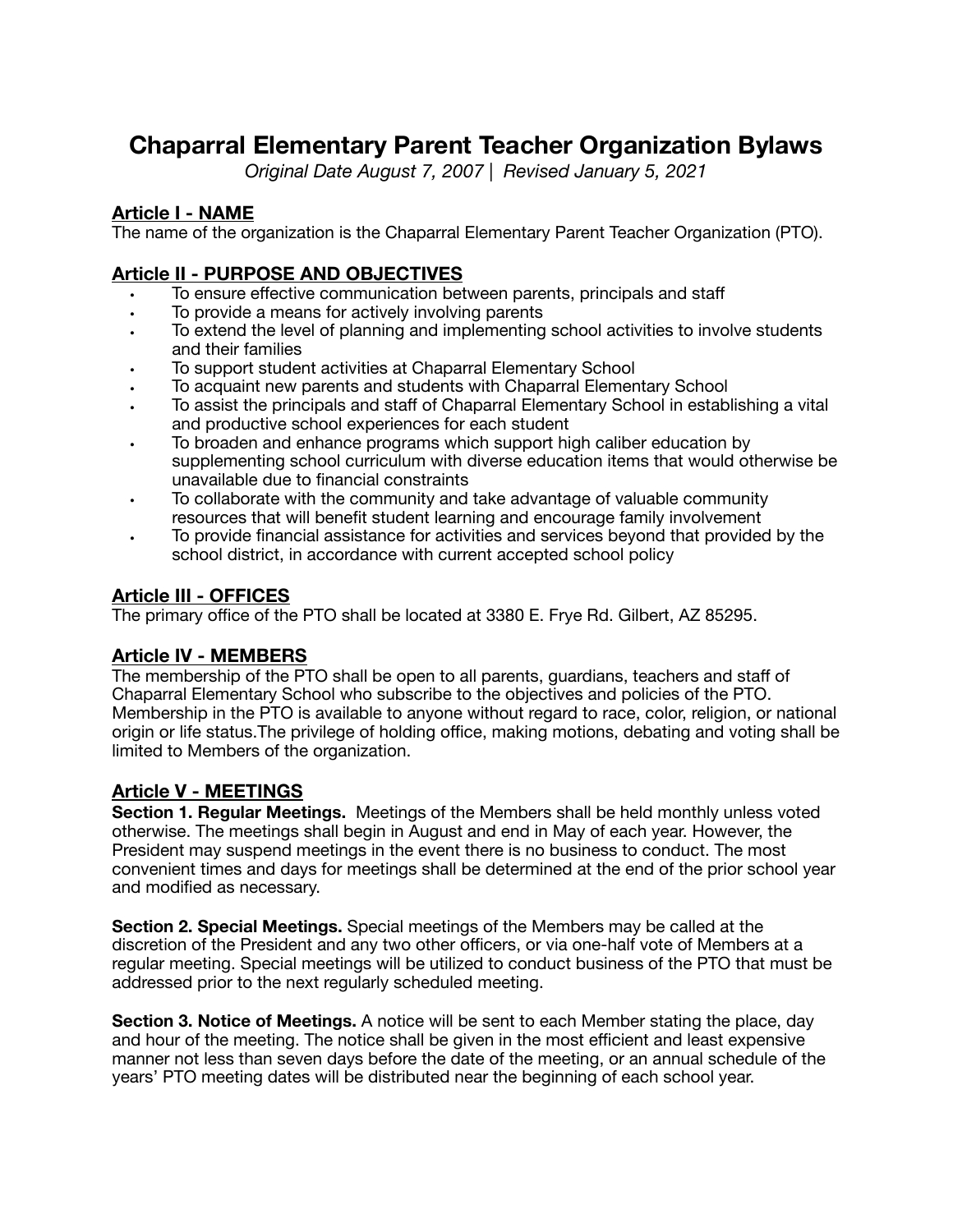# Chaparral Elementary Parent Teacher Organization Bylaws

*Original Date August 7, 2007 | Revised January 5, 2021*

## Article I - NAME

The name of the organization is the Chaparral Elementary Parent Teacher Organization (PTO).

## Article II - PURPOSE AND OBJECTIVES

- To ensure effective communication between parents, principals and staff
- To provide a means for actively involving parents
- To extend the level of planning and implementing school activities to involve students and their families
- To support student activities at Chaparral Elementary School
- To acquaint new parents and students with Chaparral Elementary School
- To assist the principals and staff of Chaparral Elementary School in establishing a vital and productive school experiences for each student
- To broaden and enhance programs which support high caliber education by supplementing school curriculum with diverse education items that would otherwise be unavailable due to financial constraints
- To collaborate with the community and take advantage of valuable community resources that will benefit student learning and encourage family involvement
- To provide financial assistance for activities and services beyond that provided by the school district, in accordance with current accepted school policy

## Article III - OFFICES

The primary office of the PTO shall be located at 3380 E. Frye Rd. Gilbert, AZ 85295.

## Article IV - MEMBERS

The membership of the PTO shall be open to all parents, guardians, teachers and staff of Chaparral Elementary School who subscribe to the objectives and policies of the PTO. Membership in the PTO is available to anyone without regard to race, color, religion, or national origin or life status.The privilege of holding office, making motions, debating and voting shall be limited to Members of the organization.

## Article V - MEETINGS

**Section 1. Regular Meetings.** Meetings of the Members shall be held monthly unless voted otherwise. The meetings shall begin in August and end in May of each year. However, the President may suspend meetings in the event there is no business to conduct. The most convenient times and days for meetings shall be determined at the end of the prior school year and modified as necessary.

**Section 2. Special Meetings.** Special meetings of the Members may be called at the discretion of the President and any two other officers, or via one-half vote of Members at a regular meeting. Special meetings will be utilized to conduct business of the PTO that must be addressed prior to the next regularly scheduled meeting.

**Section 3. Notice of Meetings.** A notice will be sent to each Member stating the place, day and hour of the meeting. The notice shall be given in the most efficient and least expensive manner not less than seven days before the date of the meeting, or an annual schedule of the years' PTO meeting dates will be distributed near the beginning of each school year.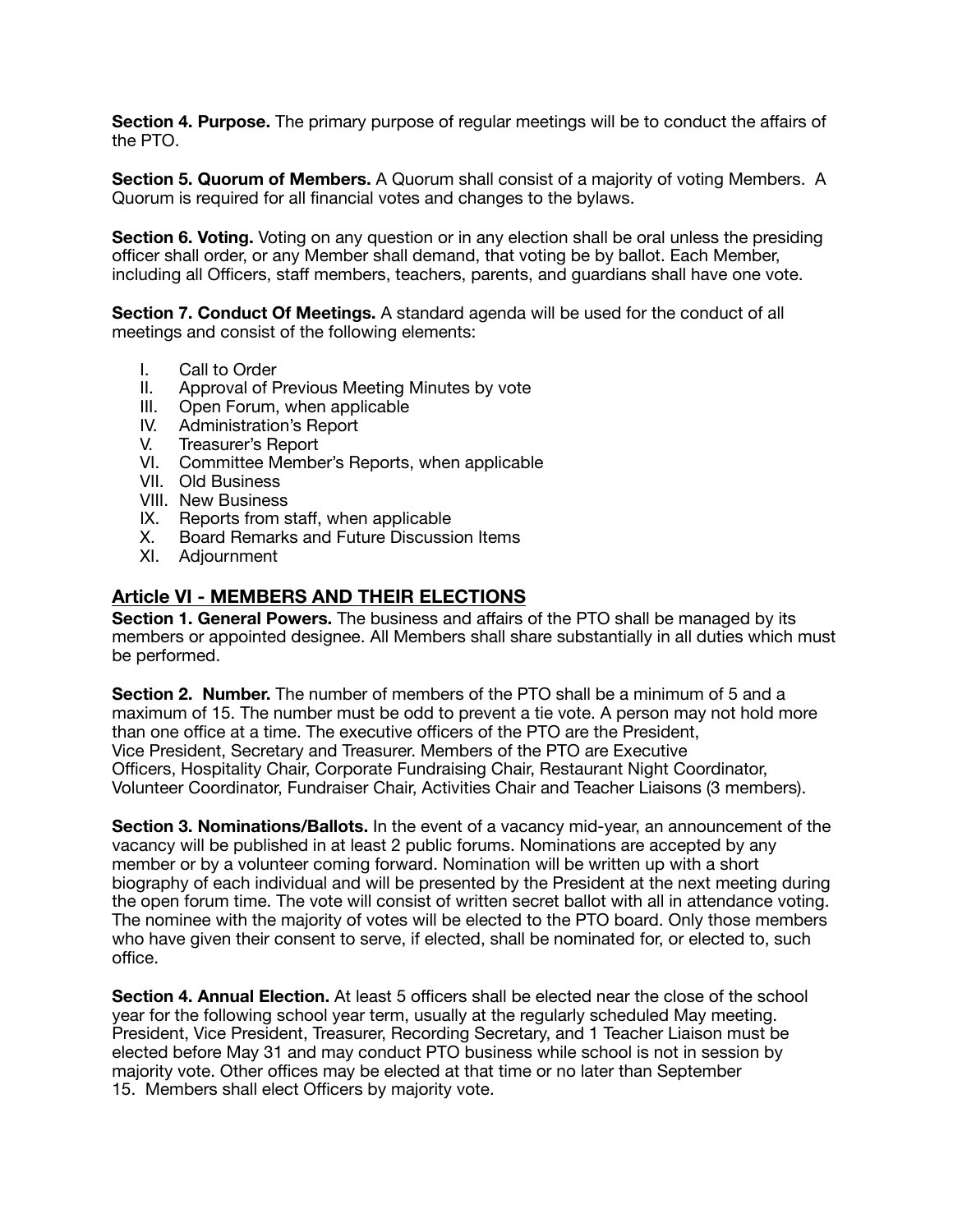**Section 4. Purpose.** The primary purpose of regular meetings will be to conduct the affairs of the PTO.

**Section 5. Quorum of Members.** A Quorum shall consist of a majority of voting Members. A Quorum is required for all financial votes and changes to the bylaws.

**Section 6. Voting.** Voting on any question or in any election shall be oral unless the presiding officer shall order, or any Member shall demand, that voting be by ballot. Each Member, including all Officers, staff members, teachers, parents, and guardians shall have one vote.

**Section 7. Conduct Of Meetings.** A standard agenda will be used for the conduct of all meetings and consist of the following elements:

I. Call to Order
II. Approval of Previous Meeting Minutes by vote
III. Open Forum, when applicable
IV. Administration's Report
V. Treasurer's Report
VI. Committee Member's Reports, when applicable
VII. Old Business
VIII. New Business
IX. Reports from staff, when applicable
X. Board Remarks and Future Discussion Items
XI. Adjournment

## Article VI - MEMBERS AND THEIR ELECTIONS

**Section 1. General Powers.** The business and affairs of the PTO shall be managed by its members or appointed designee. All Members shall share substantially in all duties which must be performed.

**Section 2. Number.** The number of members of the PTO shall be a minimum of 5 and a maximum of 15. The number must be odd to prevent a tie vote. A person may not hold more than one office at a time. The executive officers of the PTO are the President, Vice President, Secretary and Treasurer. Members of the PTO are Executive Officers, Hospitality Chair, Corporate Fundraising Chair, Restaurant Night Coordinator, Volunteer Coordinator, Fundraiser Chair, Activities Chair and Teacher Liaisons (3 members).

**Section 3. Nominations/Ballots.** In the event of a vacancy mid-year, an announcement of the vacancy will be published in at least 2 public forums. Nominations are accepted by any member or by a volunteer coming forward. Nomination will be written up with a short biography of each individual and will be presented by the President at the next meeting during the open forum time. The vote will consist of written secret ballot with all in attendance voting. The nominee with the majority of votes will be elected to the PTO board. Only those members who have given their consent to serve, if elected, shall be nominated for, or elected to, such office.

**Section 4. Annual Election.** At least 5 officers shall be elected near the close of the school year for the following school year term, usually at the regularly scheduled May meeting. President, Vice President, Treasurer, Recording Secretary, and 1 Teacher Liaison must be elected before May 31 and may conduct PTO business while school is not in session by majority vote. Other offices may be elected at that time or no later than September 15. Members shall elect Officers by majority vote.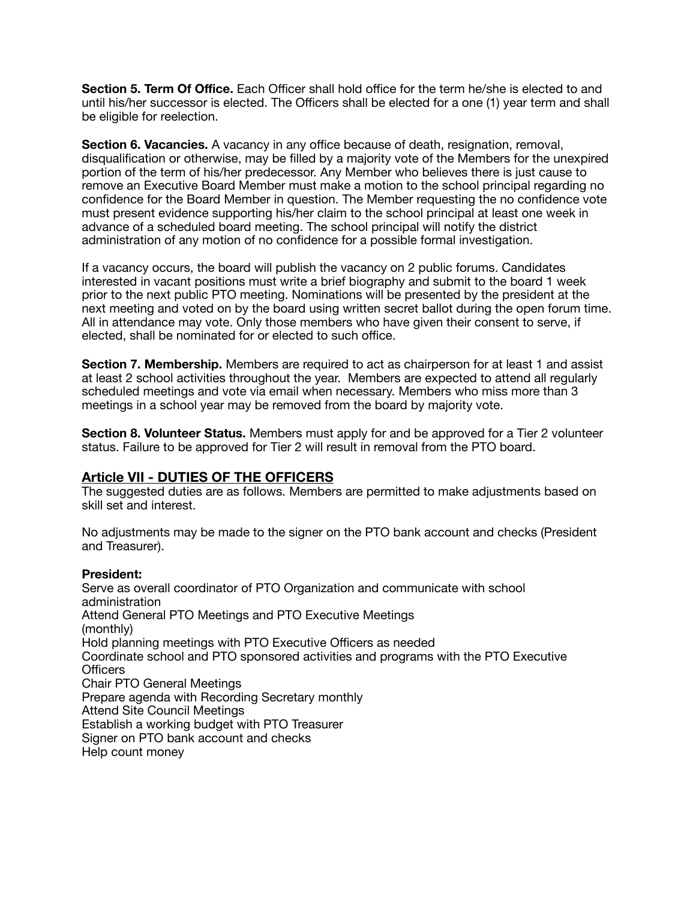**Section 5. Term Of Office.** Each Officer shall hold office for the term he/she is elected to and until his/her successor is elected. The Officers shall be elected for a one (1) year term and shall be eligible for reelection.

**Section 6. Vacancies.** A vacancy in any office because of death, resignation, removal, disqualification or otherwise, may be filled by a majority vote of the Members for the unexpired portion of the term of his/her predecessor. Any Member who believes there is just cause to remove an Executive Board Member must make a motion to the school principal regarding no confidence for the Board Member in question. The Member requesting the no confidence vote must present evidence supporting his/her claim to the school principal at least one week in advance of a scheduled board meeting. The school principal will notify the district administration of any motion of no confidence for a possible formal investigation.

If a vacancy occurs, the board will publish the vacancy on 2 public forums. Candidates interested in vacant positions must write a brief biography and submit to the board 1 week prior to the next public PTO meeting. Nominations will be presented by the president at the next meeting and voted on by the board using written secret ballot during the open forum time. All in attendance may vote. Only those members who have given their consent to serve, if elected, shall be nominated for or elected to such office.

**Section 7. Membership.** Members are required to act as chairperson for at least 1 and assist at least 2 school activities throughout the year. Members are expected to attend all regularly scheduled meetings and vote via email when necessary. Members who miss more than 3 meetings in a school year may be removed from the board by majority vote.

**Section 8. Volunteer Status.** Members must apply for and be approved for a Tier 2 volunteer status. Failure to be approved for Tier 2 will result in removal from the PTO board.

## Article VII - DUTIES OF THE OFFICERS

The suggested duties are as follows. Members are permitted to make adjustments based on skill set and interest.

No adjustments may be made to the signer on the PTO bank account and checks (President and Treasurer).

**President:**

Serve as overall coordinator of PTO Organization and communicate with school administration
Attend General PTO Meetings and PTO Executive Meetings (monthly)
Hold planning meetings with PTO Executive Officers as needed
Coordinate school and PTO sponsored activities and programs with the PTO Executive Officers
Chair PTO General Meetings
Prepare agenda with Recording Secretary monthly
Attend Site Council Meetings
Establish a working budget with PTO Treasurer
Signer on PTO bank account and checks
Help count money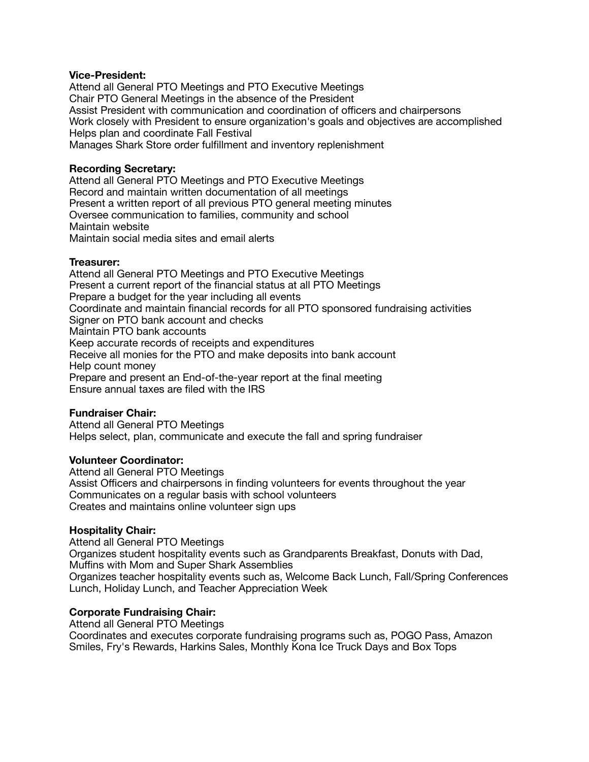**Vice-President:**
Attend all General PTO Meetings and PTO Executive Meetings
Chair PTO General Meetings in the absence of the President
Assist President with communication and coordination of officers and chairpersons
Work closely with President to ensure organization's goals and objectives are accomplished
Helps plan and coordinate Fall Festival
Manages Shark Store order fulfillment and inventory replenishment

**Recording Secretary:**
Attend all General PTO Meetings and PTO Executive Meetings
Record and maintain written documentation of all meetings
Present a written report of all previous PTO general meeting minutes
Oversee communication to families, community and school
Maintain website
Maintain social media sites and email alerts

**Treasurer:**
Attend all General PTO Meetings and PTO Executive Meetings
Present a current report of the financial status at all PTO Meetings
Prepare a budget for the year including all events
Coordinate and maintain financial records for all PTO sponsored fundraising activities
Signer on PTO bank account and checks
Maintain PTO bank accounts
Keep accurate records of receipts and expenditures
Receive all monies for the PTO and make deposits into bank account
Help count money
Prepare and present an End-of-the-year report at the final meeting
Ensure annual taxes are filed with the IRS

**Fundraiser Chair:**
Attend all General PTO Meetings
Helps select, plan, communicate and execute the fall and spring fundraiser

**Volunteer Coordinator:**
Attend all General PTO Meetings
Assist Officers and chairpersons in finding volunteers for events throughout the year
Communicates on a regular basis with school volunteers
Creates and maintains online volunteer sign ups

**Hospitality Chair:**
Attend all General PTO Meetings
Organizes student hospitality events such as Grandparents Breakfast, Donuts with Dad, Muffins with Mom and Super Shark Assemblies
Organizes teacher hospitality events such as, Welcome Back Lunch, Fall/Spring Conferences Lunch, Holiday Lunch, and Teacher Appreciation Week

**Corporate Fundraising Chair:**
Attend all General PTO Meetings
Coordinates and executes corporate fundraising programs such as, POGO Pass, Amazon Smiles, Fry's Rewards, Harkins Sales, Monthly Kona Ice Truck Days and Box Tops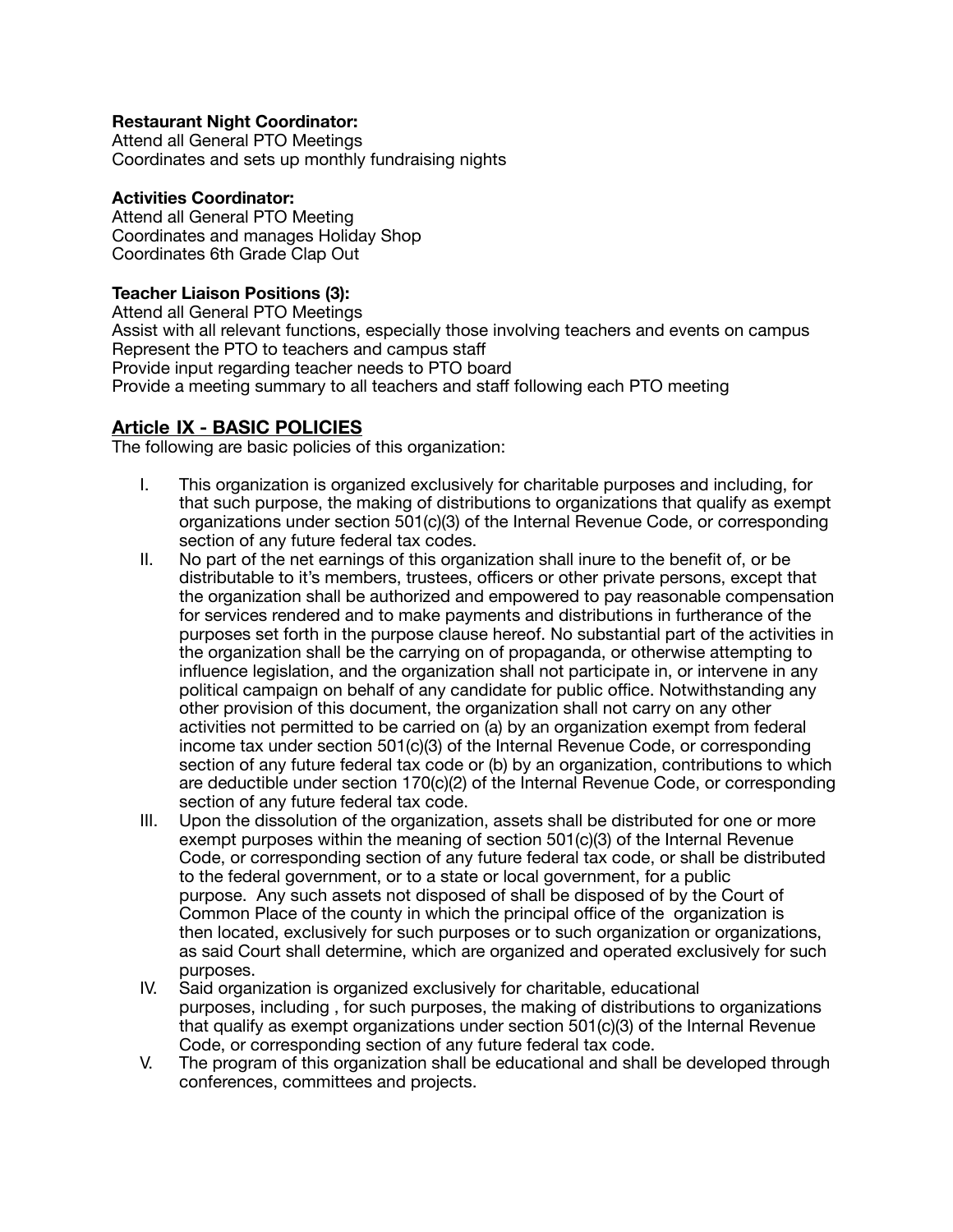**Restaurant Night Coordinator:**
Attend all General PTO Meetings
Coordinates and sets up monthly fundraising nights

**Activities Coordinator:**
Attend all General PTO Meeting
Coordinates and manages Holiday Shop
Coordinates 6th Grade Clap Out

**Teacher Liaison Positions (3):**
Attend all General PTO Meetings
Assist with all relevant functions, especially those involving teachers and events on campus
Represent the PTO to teachers and campus staff
Provide input regarding teacher needs to PTO board
Provide a meeting summary to all teachers and staff following each PTO meeting

## <u>Article IX - BASIC POLICIES</u>

The following are basic policies of this organization:

I. This organization is organized exclusively for charitable purposes and including, for that such purpose, the making of distributions to organizations that qualify as exempt organizations under section 501(c)(3) of the Internal Revenue Code, or corresponding section of any future federal tax codes.

II. No part of the net earnings of this organization shall inure to the benefit of, or be distributable to it's members, trustees, officers or other private persons, except that the organization shall be authorized and empowered to pay reasonable compensation for services rendered and to make payments and distributions in furtherance of the purposes set forth in the purpose clause hereof. No substantial part of the activities in the organization shall be the carrying on of propaganda, or otherwise attempting to influence legislation, and the organization shall not participate in, or intervene in any political campaign on behalf of any candidate for public office. Notwithstanding any other provision of this document, the organization shall not carry on any other activities not permitted to be carried on (a) by an organization exempt from federal income tax under section 501(c)(3) of the Internal Revenue Code, or corresponding section of any future federal tax code or (b) by an organization, contributions to which are deductible under section 170(c)(2) of the Internal Revenue Code, or corresponding section of any future federal tax code.

III. Upon the dissolution of the organization, assets shall be distributed for one or more exempt purposes within the meaning of section 501(c)(3) of the Internal Revenue Code, or corresponding section of any future federal tax code, or shall be distributed to the federal government, or to a state or local government, for a public purpose. Any such assets not disposed of shall be disposed of by the Court of Common Place of the county in which the principal office of the organization is then located, exclusively for such purposes or to such organization or organizations, as said Court shall determine, which are organized and operated exclusively for such purposes.

IV. Said organization is organized exclusively for charitable, educational purposes, including , for such purposes, the making of distributions to organizations that qualify as exempt organizations under section 501(c)(3) of the Internal Revenue Code, or corresponding section of any future federal tax code.

V. The program of this organization shall be educational and shall be developed through conferences, committees and projects.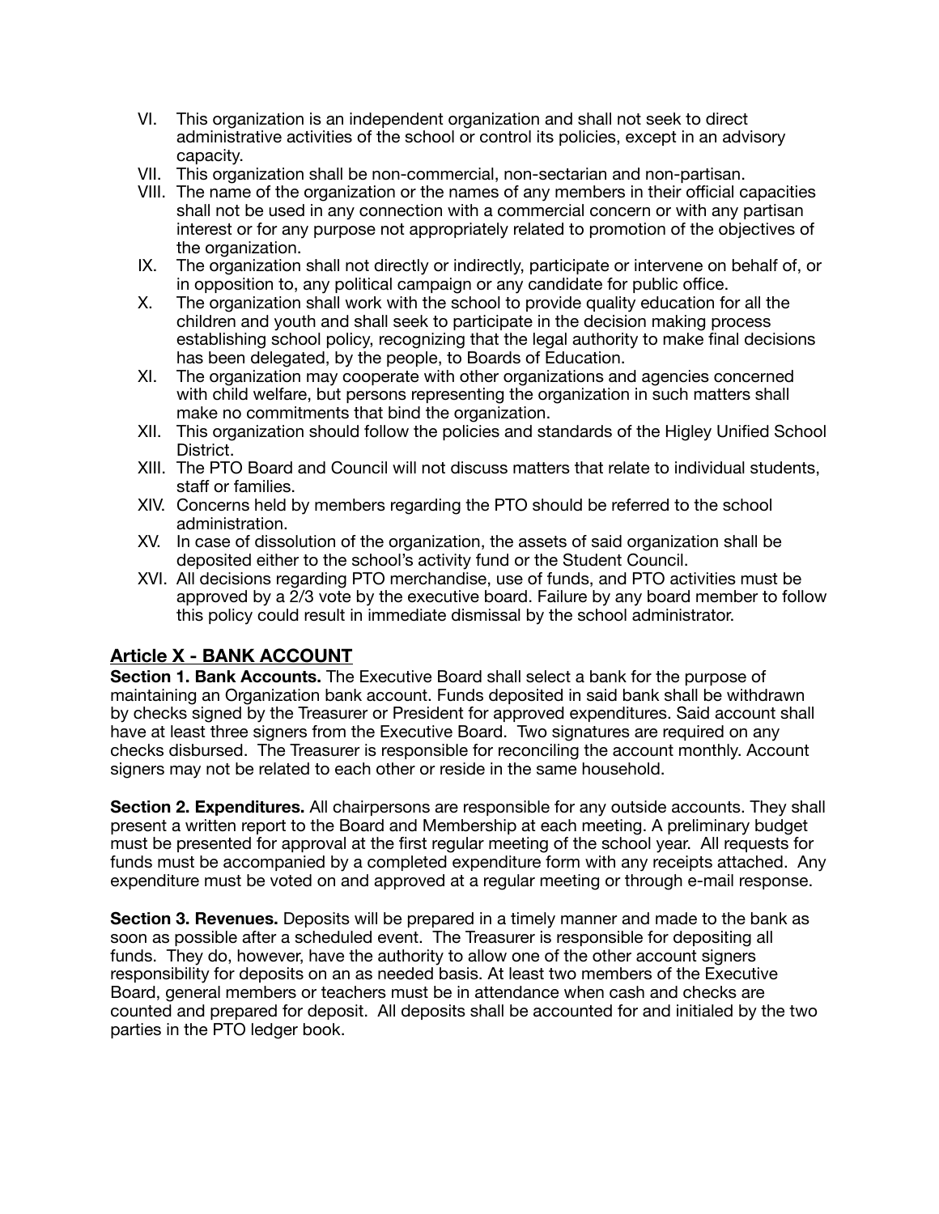VI. This organization is an independent organization and shall not seek to direct administrative activities of the school or control its policies, except in an advisory capacity.
VII. This organization shall be non-commercial, non-sectarian and non-partisan.
VIII. The name of the organization or the names of any members in their official capacities shall not be used in any connection with a commercial concern or with any partisan interest or for any purpose not appropriately related to promotion of the objectives of the organization.
IX. The organization shall not directly or indirectly, participate or intervene on behalf of, or in opposition to, any political campaign or any candidate for public office.
X. The organization shall work with the school to provide quality education for all the children and youth and shall seek to participate in the decision making process establishing school policy, recognizing that the legal authority to make final decisions has been delegated, by the people, to Boards of Education.
XI. The organization may cooperate with other organizations and agencies concerned with child welfare, but persons representing the organization in such matters shall make no commitments that bind the organization.
XII. This organization should follow the policies and standards of the Higley Unified School District.
XIII. The PTO Board and Council will not discuss matters that relate to individual students, staff or families.
XIV. Concerns held by members regarding the PTO should be referred to the school administration.
XV. In case of dissolution of the organization, the assets of said organization shall be deposited either to the school's activity fund or the Student Council.
XVI. All decisions regarding PTO merchandise, use of funds, and PTO activities must be approved by a 2/3 vote by the executive board. Failure by any board member to follow this policy could result in immediate dismissal by the school administrator.

## Article X - BANK ACCOUNT

**Section 1. Bank Accounts.** The Executive Board shall select a bank for the purpose of maintaining an Organization bank account. Funds deposited in said bank shall be withdrawn by checks signed by the Treasurer or President for approved expenditures. Said account shall have at least three signers from the Executive Board. Two signatures are required on any checks disbursed. The Treasurer is responsible for reconciling the account monthly. Account signers may not be related to each other or reside in the same household.

**Section 2. Expenditures.** All chairpersons are responsible for any outside accounts. They shall present a written report to the Board and Membership at each meeting. A preliminary budget must be presented for approval at the first regular meeting of the school year. All requests for funds must be accompanied by a completed expenditure form with any receipts attached. Any expenditure must be voted on and approved at a regular meeting or through e-mail response.

**Section 3. Revenues.** Deposits will be prepared in a timely manner and made to the bank as soon as possible after a scheduled event. The Treasurer is responsible for depositing all funds. They do, however, have the authority to allow one of the other account signers responsibility for deposits on an as needed basis. At least two members of the Executive Board, general members or teachers must be in attendance when cash and checks are counted and prepared for deposit. All deposits shall be accounted for and initialed by the two parties in the PTO ledger book.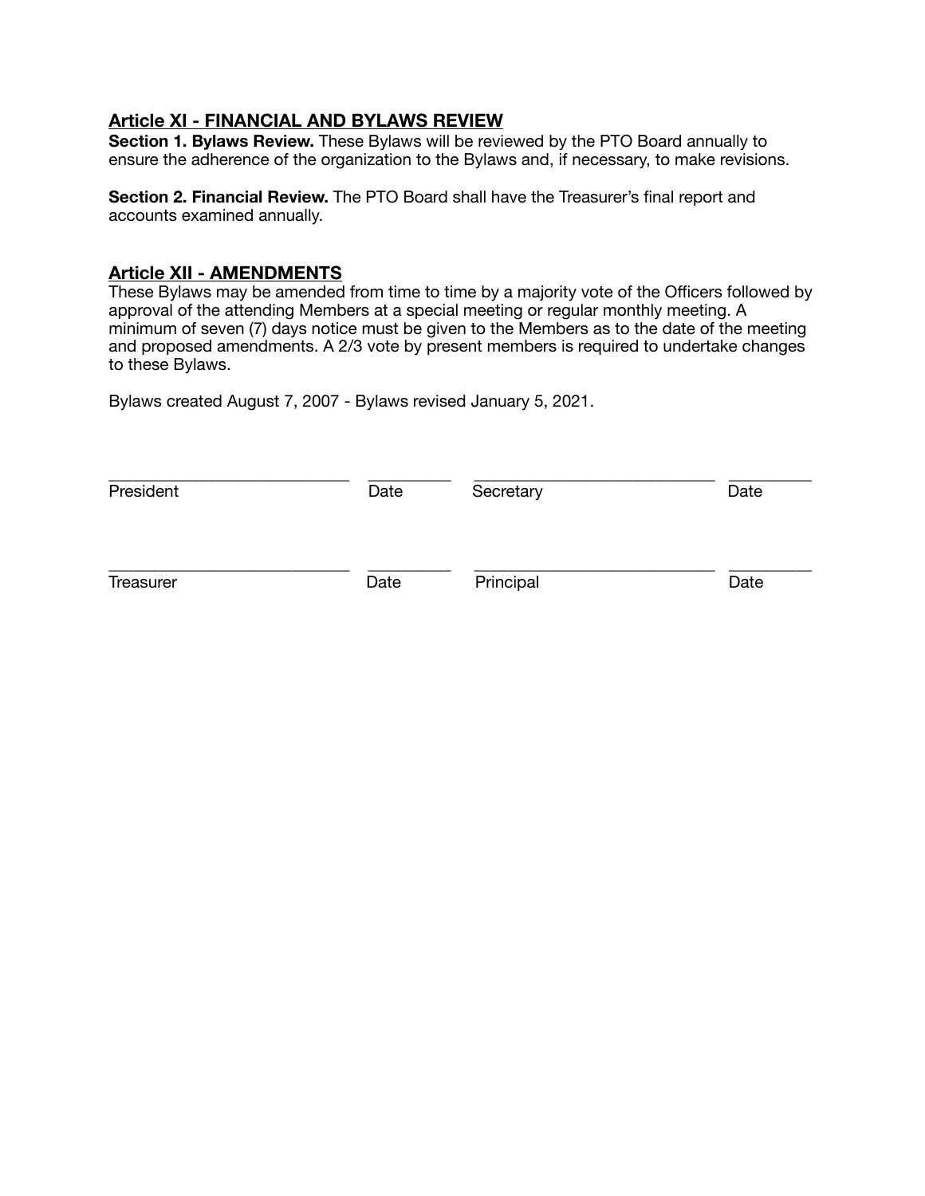## Article XI - FINANCIAL AND BYLAWS REVIEW

**Section 1. Bylaws Review.** These Bylaws will be reviewed by the PTO Board annually to ensure the adherence of the organization to the Bylaws and, if necessary, to make revisions.

**Section 2. Financial Review.** The PTO Board shall have the Treasurer's final report and accounts examined annually.

## Article XII - AMENDMENTS

These Bylaws may be amended from time to time by a majority vote of the Officers followed by approval of the attending Members at a special meeting or regular monthly meeting. A minimum of seven (7) days notice must be given to the Members as to the date of the meeting and proposed amendments. A 2/3 vote by present members is required to undertake changes to these Bylaws.

Bylaws created August 7, 2007 - Bylaws revised January 5, 2021.

| | | | |
|---|---|---|---|
| ____________________ | __________ | ____________________ | __________ |
| President | Date | Secretary | Date |
| ____________________ | __________ | ____________________ | __________ |
| Treasurer | Date | Principal | Date |